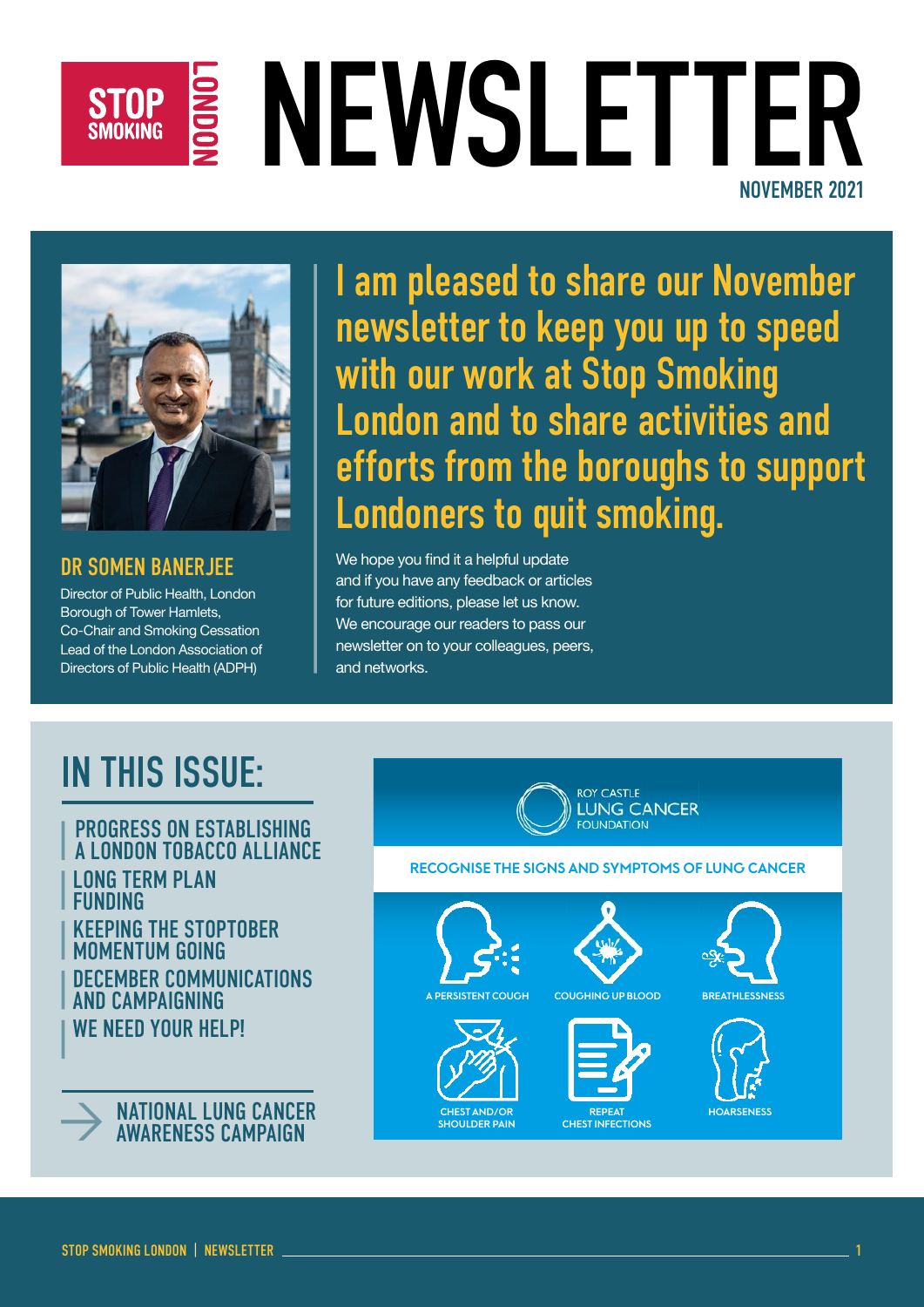# STOP SMOKING LONDON NEWSLETTER

NOVEMBER 2021

**I am pleased to share our November newsletter to keep you up to speed with our work at Stop Smoking London and to share activities and efforts from the boroughs to support Londoners to quit smoking.**

We hope you find it a helpful update and if you have any feedback or articles for future editions, please let us know. We encourage our readers to pass our newsletter on to your colleagues, peers, and networks.

**DR SOMEN BANERJEE**
Director of Public Health, London Borough of Tower Hamlets, Co-Chair and Smoking Cessation Lead of the London Association of Directors of Public Health (ADPH)

## IN THIS ISSUE:

- PROGRESS ON ESTABLISHING A LONDON TOBACCO ALLIANCE
- LONG TERM PLAN FUNDING
- KEEPING THE STOPTOBER MOMENTUM GOING
- DECEMBER COMMUNICATIONS AND CAMPAIGNING
- WE NEED YOUR HELP!

→ NATIONAL LUNG CANCER AWARENESS CAMPAIGN

ROY CASTLE LUNG CANCER FOUNDATION

RECOGNISE THE SIGNS AND SYMPTOMS OF LUNG CANCER

- A PERSISTENT COUGH
- COUGHING UP BLOOD
- BREATHLESSNESS
- CHEST AND/OR SHOULDER PAIN
- REPEAT CHEST INFECTIONS
- HOARSENESS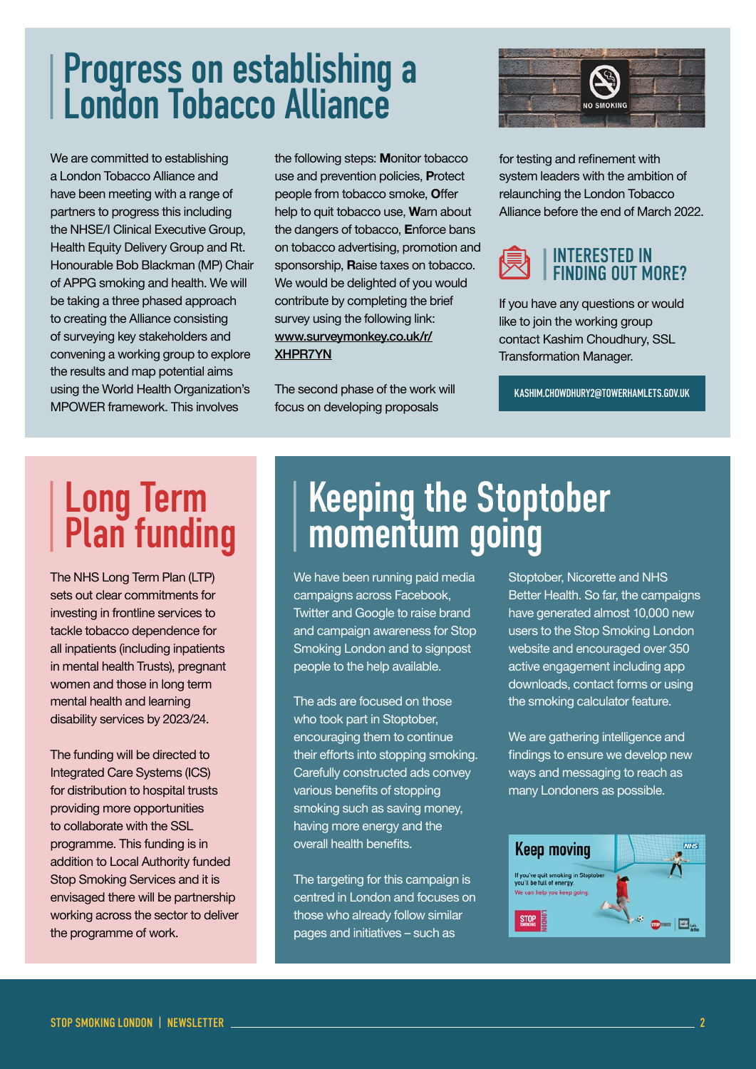# Progress on establishing a London Tobacco Alliance

We are committed to establishing a London Tobacco Alliance and have been meeting with a range of partners to progress this including the NHSE/I Clinical Executive Group, Health Equity Delivery Group and Rt. Honourable Bob Blackman (MP) Chair of APPG smoking and health. We will be taking a three phased approach to creating the Alliance consisting of surveying key stakeholders and convening a working group to explore the results and map potential aims using the World Health Organization's MPOWER framework. This involves the following steps: **M**onitor tobacco use and prevention policies, **P**rotect people from tobacco smoke, **O**ffer help to quit tobacco use, **W**arn about the dangers of tobacco, **E**nforce bans on tobacco advertising, promotion and sponsorship, **R**aise taxes on tobacco. We would be delighted of you would contribute by completing the brief survey using the following link: [www.surveymonkey.co.uk/r/XHPR7YN](www.surveymonkey.co.uk/r/XHPR7YN)

The second phase of the work will focus on developing proposals for testing and refinement with system leaders with the ambition of relaunching the London Tobacco Alliance before the end of March 2022.

## INTERESTED IN FINDING OUT MORE?

If you have any questions or would like to join the working group contact Kashim Choudhury, SSL Transformation Manager.

KASHIM.CHOWDHURY2@TOWERHAMLETS.GOV.UK

# Long Term Plan funding

The NHS Long Term Plan (LTP) sets out clear commitments for investing in frontline services to tackle tobacco dependence for all inpatients (including inpatients in mental health Trusts), pregnant women and those in long term mental health and learning disability services by 2023/24.

The funding will be directed to Integrated Care Systems (ICS) for distribution to hospital trusts providing more opportunities to collaborate with the SSL programme. This funding is in addition to Local Authority funded Stop Smoking Services and it is envisaged there will be partnership working across the sector to deliver the programme of work.

# Keeping the Stoptober momentum going

We have been running paid media campaigns across Facebook, Twitter and Google to raise brand and campaign awareness for Stop Smoking London and to signpost people to the help available.

The ads are focused on those who took part in Stoptober, encouraging them to continue their efforts into stopping smoking. Carefully constructed ads convey various benefits of stopping smoking such as saving money, having more energy and the overall health benefits.

The targeting for this campaign is centred in London and focuses on those who already follow similar pages and initiatives – such as Stoptober, Nicorette and NHS Better Health. So far, the campaigns have generated almost 10,000 new users to the Stop Smoking London website and encouraged over 350 active engagement including app downloads, contact forms or using the smoking calculator feature.

We are gathering intelligence and findings to ensure we develop new ways and messaging to reach as many Londoners as possible.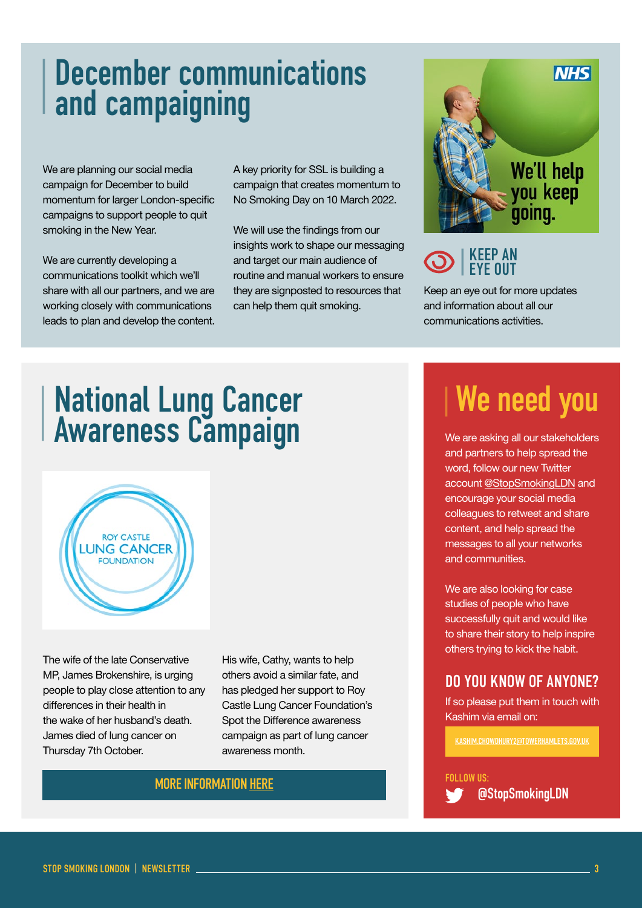# December communications and campaigning

We are planning our social media campaign for December to build momentum for larger London-specific campaigns to support people to quit smoking in the New Year.

We are currently developing a communications toolkit which we'll share with all our partners, and we are working closely with communications leads to plan and develop the content.

A key priority for SSL is building a campaign that creates momentum to No Smoking Day on 10 March 2022.

We will use the findings from our insights work to shape our messaging and target our main audience of routine and manual workers to ensure they are signposted to resources that can help them quit smoking.

NHS

We'll help you keep going.

### KEEP AN EYE OUT

Keep an eye out for more updates and information about all our communications activities.

# National Lung Cancer Awareness Campaign

ROY CASTLE LUNG CANCER FOUNDATION

The wife of the late Conservative MP, James Brokenshire, is urging people to play close attention to any differences in their health in the wake of her husband's death. James died of lung cancer on Thursday 7th October.

His wife, Cathy, wants to help others avoid a similar fate, and has pledged her support to Roy Castle Lung Cancer Foundation's Spot the Difference awareness campaign as part of lung cancer awareness month.

**MORE INFORMATION HERE**

# We need you

We are asking all our stakeholders and partners to help spread the word, follow our new Twitter account @StopSmokingLDN and encourage your social media colleagues to retweet and share content, and help spread the messages to all your networks and communities.

We are also looking for case studies of people who have successfully quit and would like to share their story to help inspire others trying to kick the habit.

## DO YOU KNOW OF ANYONE?

If so please put them in touch with Kashim via email on:

KASHIM.CHOWDHURY2@TOWERHAMLETS.GOV.UK

FOLLOW US:

@StopSmokingLDN